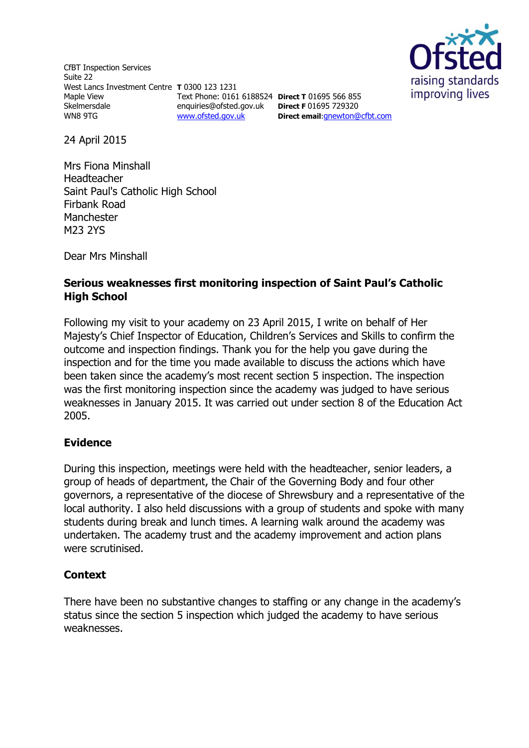CfBT Inspection Services
Suite 22
West Lancs Investment Centre
Maple View
Skelmersdale
WN8 9TG

**T** 0300 123 1231
Text Phone: 0161 6188524
enquiries@ofsted.gov.uk
www.ofsted.gov.uk

**Direct T** 01695 566 855
**Direct F** 01695 729320
**Direct email**:gnewton@cfbt.com

24 April 2015

Mrs Fiona Minshall
Headteacher
Saint Paul's Catholic High School
Firbank Road
Manchester
M23 2YS

Dear Mrs Minshall

**Serious weaknesses first monitoring inspection of Saint Paul's Catholic High School**

Following my visit to your academy on 23 April 2015, I write on behalf of Her Majesty's Chief Inspector of Education, Children's Services and Skills to confirm the outcome and inspection findings. Thank you for the help you gave during the inspection and for the time you made available to discuss the actions which have been taken since the academy's most recent section 5 inspection. The inspection was the first monitoring inspection since the academy was judged to have serious weaknesses in January 2015. It was carried out under section 8 of the Education Act 2005.

## Evidence

During this inspection, meetings were held with the headteacher, senior leaders, a group of heads of department, the Chair of the Governing Body and four other governors, a representative of the diocese of Shrewsbury and a representative of the local authority. I also held discussions with a group of students and spoke with many students during break and lunch times. A learning walk around the academy was undertaken. The academy trust and the academy improvement and action plans were scrutinised.

## Context

There have been no substantive changes to staffing or any change in the academy's status since the section 5 inspection which judged the academy to have serious weaknesses.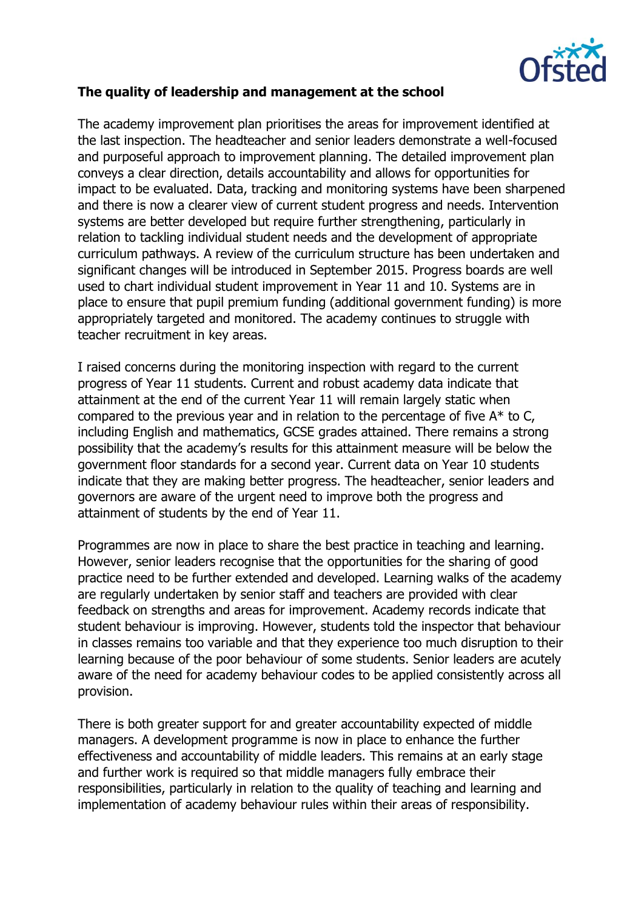**The quality of leadership and management at the school**

The academy improvement plan prioritises the areas for improvement identified at the last inspection. The headteacher and senior leaders demonstrate a well-focused and purposeful approach to improvement planning. The detailed improvement plan conveys a clear direction, details accountability and allows for opportunities for impact to be evaluated. Data, tracking and monitoring systems have been sharpened and there is now a clearer view of current student progress and needs. Intervention systems are better developed but require further strengthening, particularly in relation to tackling individual student needs and the development of appropriate curriculum pathways. A review of the curriculum structure has been undertaken and significant changes will be introduced in September 2015. Progress boards are well used to chart individual student improvement in Year 11 and 10. Systems are in place to ensure that pupil premium funding (additional government funding) is more appropriately targeted and monitored. The academy continues to struggle with teacher recruitment in key areas.

I raised concerns during the monitoring inspection with regard to the current progress of Year 11 students. Current and robust academy data indicate that attainment at the end of the current Year 11 will remain largely static when compared to the previous year and in relation to the percentage of five A* to C, including English and mathematics, GCSE grades attained. There remains a strong possibility that the academy's results for this attainment measure will be below the government floor standards for a second year. Current data on Year 10 students indicate that they are making better progress. The headteacher, senior leaders and governors are aware of the urgent need to improve both the progress and attainment of students by the end of Year 11.

Programmes are now in place to share the best practice in teaching and learning. However, senior leaders recognise that the opportunities for the sharing of good practice need to be further extended and developed. Learning walks of the academy are regularly undertaken by senior staff and teachers are provided with clear feedback on strengths and areas for improvement. Academy records indicate that student behaviour is improving. However, students told the inspector that behaviour in classes remains too variable and that they experience too much disruption to their learning because of the poor behaviour of some students. Senior leaders are acutely aware of the need for academy behaviour codes to be applied consistently across all provision.

There is both greater support for and greater accountability expected of middle managers. A development programme is now in place to enhance the further effectiveness and accountability of middle leaders. This remains at an early stage and further work is required so that middle managers fully embrace their responsibilities, particularly in relation to the quality of teaching and learning and implementation of academy behaviour rules within their areas of responsibility.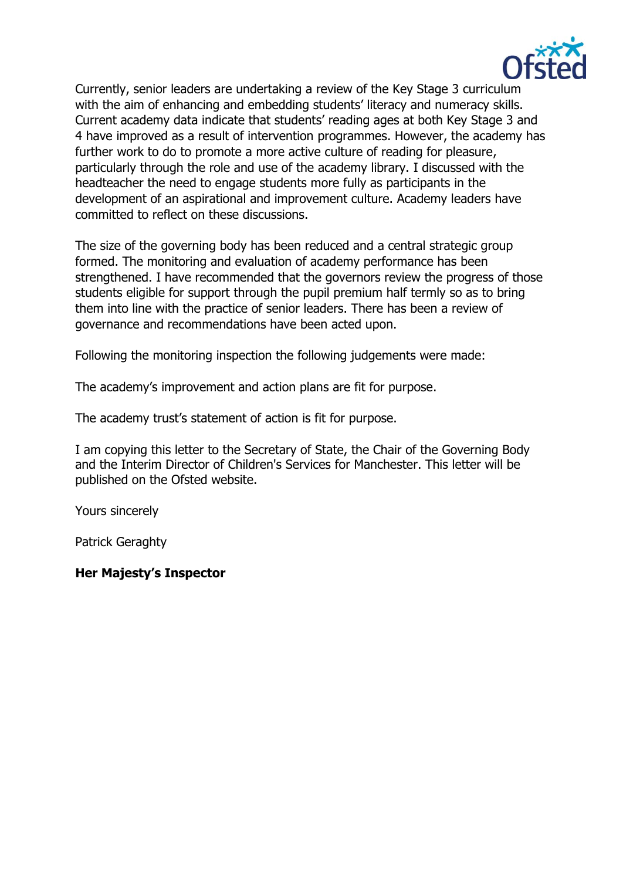Currently, senior leaders are undertaking a review of the Key Stage 3 curriculum with the aim of enhancing and embedding students' literacy and numeracy skills. Current academy data indicate that students' reading ages at both Key Stage 3 and 4 have improved as a result of intervention programmes. However, the academy has further work to do to promote a more active culture of reading for pleasure, particularly through the role and use of the academy library. I discussed with the headteacher the need to engage students more fully as participants in the development of an aspirational and improvement culture. Academy leaders have committed to reflect on these discussions.

The size of the governing body has been reduced and a central strategic group formed. The monitoring and evaluation of academy performance has been strengthened. I have recommended that the governors review the progress of those students eligible for support through the pupil premium half termly so as to bring them into line with the practice of senior leaders. There has been a review of governance and recommendations have been acted upon.

Following the monitoring inspection the following judgements were made:

The academy's improvement and action plans are fit for purpose.

The academy trust's statement of action is fit for purpose.

I am copying this letter to the Secretary of State, the Chair of the Governing Body and the Interim Director of Children's Services for Manchester. This letter will be published on the Ofsted website.

Yours sincerely

Patrick Geraghty

**Her Majesty's Inspector**